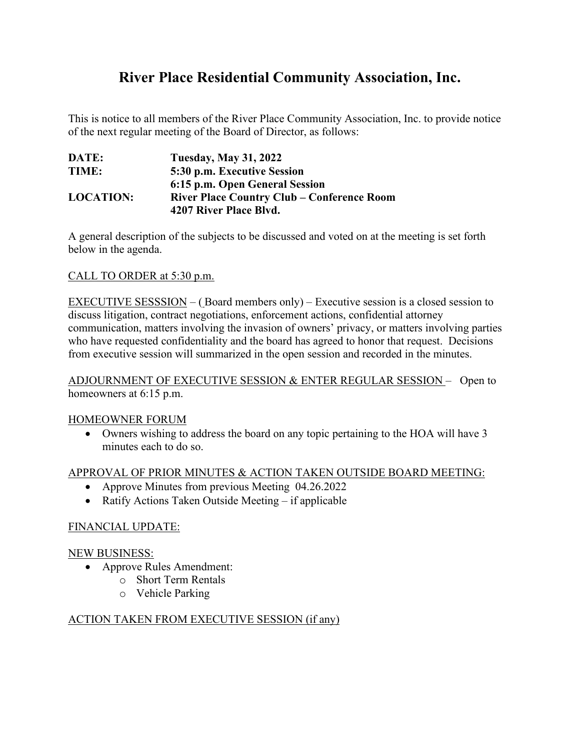# River Place Residential Community Association, Inc.

This is notice to all members of the River Place Community Association, Inc. to provide notice of the next regular meeting of the Board of Director, as follows:

| | |
|---|---|
| **DATE:** | **Tuesday, May 31, 2022** |
| **TIME:** | **5:30 p.m. Executive Session** |
| | **6:15 p.m. Open General Session** |
| **LOCATION:** | **River Place Country Club – Conference Room** |
| | **4207 River Place Blvd.** |

A general description of the subjects to be discussed and voted on at the meeting is set forth below in the agenda.

<u>CALL TO ORDER at 5:30 p.m.</u>

<u>EXECUTIVE SESSSION</u> – ( Board members only) – Executive session is a closed session to discuss litigation, contract negotiations, enforcement actions, confidential attorney communication, matters involving the invasion of owners' privacy, or matters involving parties who have requested confidentiality and the board has agreed to honor that request. Decisions from executive session will summarized in the open session and recorded in the minutes.

<u>ADJOURNMENT OF EXECUTIVE SESSION & ENTER REGULAR SESSION</u> – Open to homeowners at 6:15 p.m.

<u>HOMEOWNER FORUM</u>

- Owners wishing to address the board on any topic pertaining to the HOA will have 3 minutes each to do so.

<u>APPROVAL OF PRIOR MINUTES & ACTION TAKEN OUTSIDE BOARD MEETING:</u>

- Approve Minutes from previous Meeting 04.26.2022
- Ratify Actions Taken Outside Meeting – if applicable

<u>FINANCIAL UPDATE:</u>

<u>NEW BUSINESS:</u>

- Approve Rules Amendment:
  - Short Term Rentals
  - Vehicle Parking

<u>ACTION TAKEN FROM EXECUTIVE SESSION (if any)</u>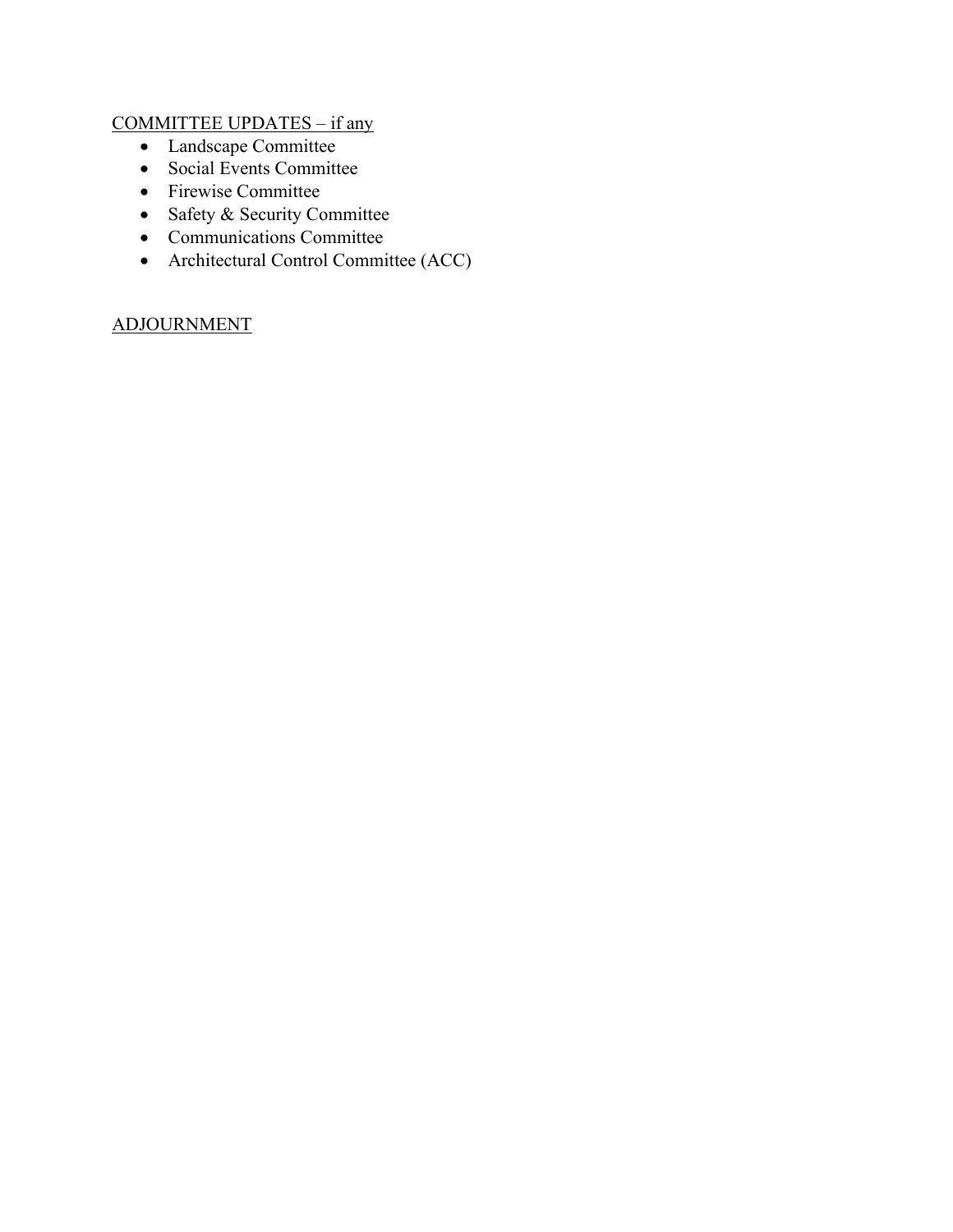COMMITTEE UPDATES – if any

- Landscape Committee
- Social Events Committee
- Firewise Committee
- Safety & Security Committee
- Communications Committee
- Architectural Control Committee (ACC)

ADJOURNMENT